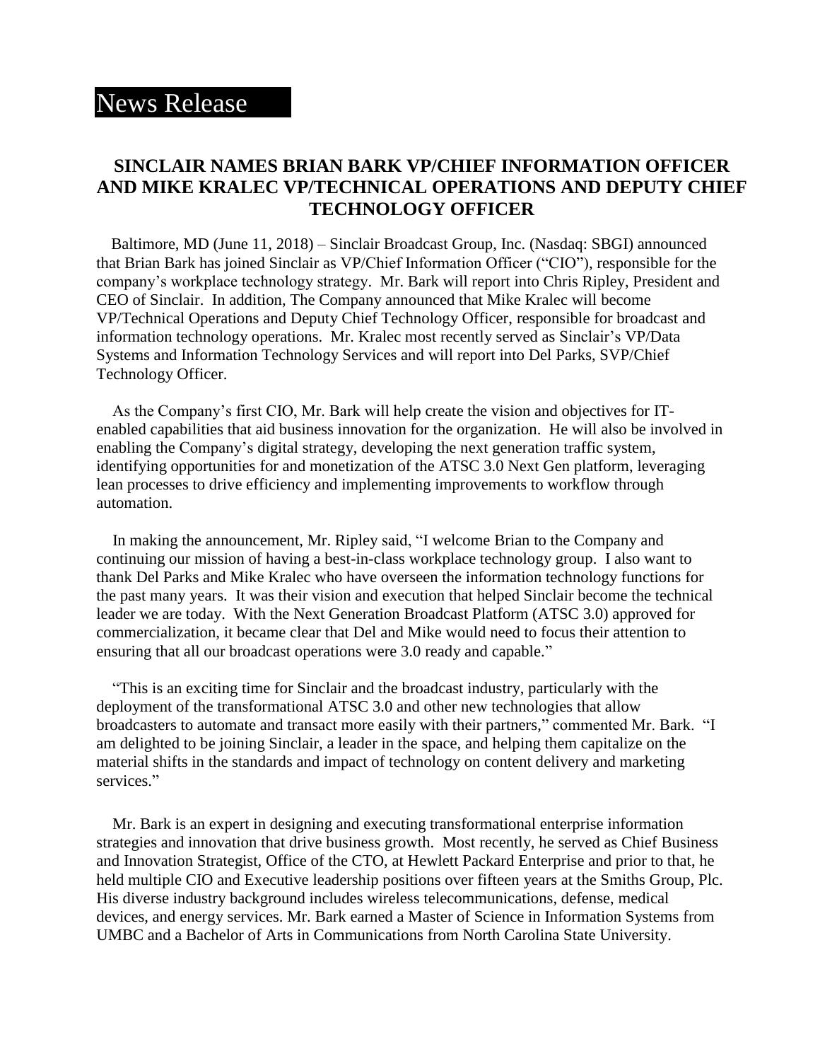# News Release

## SINCLAIR NAMES BRIAN BARK VP/CHIEF INFORMATION OFFICER AND MIKE KRALEC VP/TECHNICAL OPERATIONS AND DEPUTY CHIEF TECHNOLOGY OFFICER

Baltimore, MD (June 11, 2018) – Sinclair Broadcast Group, Inc. (Nasdaq: SBGI) announced that Brian Bark has joined Sinclair as VP/Chief Information Officer ("CIO"), responsible for the company's workplace technology strategy. Mr. Bark will report into Chris Ripley, President and CEO of Sinclair. In addition, The Company announced that Mike Kralec will become VP/Technical Operations and Deputy Chief Technology Officer, responsible for broadcast and information technology operations. Mr. Kralec most recently served as Sinclair's VP/Data Systems and Information Technology Services and will report into Del Parks, SVP/Chief Technology Officer.

As the Company's first CIO, Mr. Bark will help create the vision and objectives for IT-enabled capabilities that aid business innovation for the organization. He will also be involved in enabling the Company's digital strategy, developing the next generation traffic system, identifying opportunities for and monetization of the ATSC 3.0 Next Gen platform, leveraging lean processes to drive efficiency and implementing improvements to workflow through automation.

In making the announcement, Mr. Ripley said, "I welcome Brian to the Company and continuing our mission of having a best-in-class workplace technology group. I also want to thank Del Parks and Mike Kralec who have overseen the information technology functions for the past many years. It was their vision and execution that helped Sinclair become the technical leader we are today. With the Next Generation Broadcast Platform (ATSC 3.0) approved for commercialization, it became clear that Del and Mike would need to focus their attention to ensuring that all our broadcast operations were 3.0 ready and capable."

"This is an exciting time for Sinclair and the broadcast industry, particularly with the deployment of the transformational ATSC 3.0 and other new technologies that allow broadcasters to automate and transact more easily with their partners," commented Mr. Bark. "I am delighted to be joining Sinclair, a leader in the space, and helping them capitalize on the material shifts in the standards and impact of technology on content delivery and marketing services."

Mr. Bark is an expert in designing and executing transformational enterprise information strategies and innovation that drive business growth. Most recently, he served as Chief Business and Innovation Strategist, Office of the CTO, at Hewlett Packard Enterprise and prior to that, he held multiple CIO and Executive leadership positions over fifteen years at the Smiths Group, Plc. His diverse industry background includes wireless telecommunications, defense, medical devices, and energy services. Mr. Bark earned a Master of Science in Information Systems from UMBC and a Bachelor of Arts in Communications from North Carolina State University.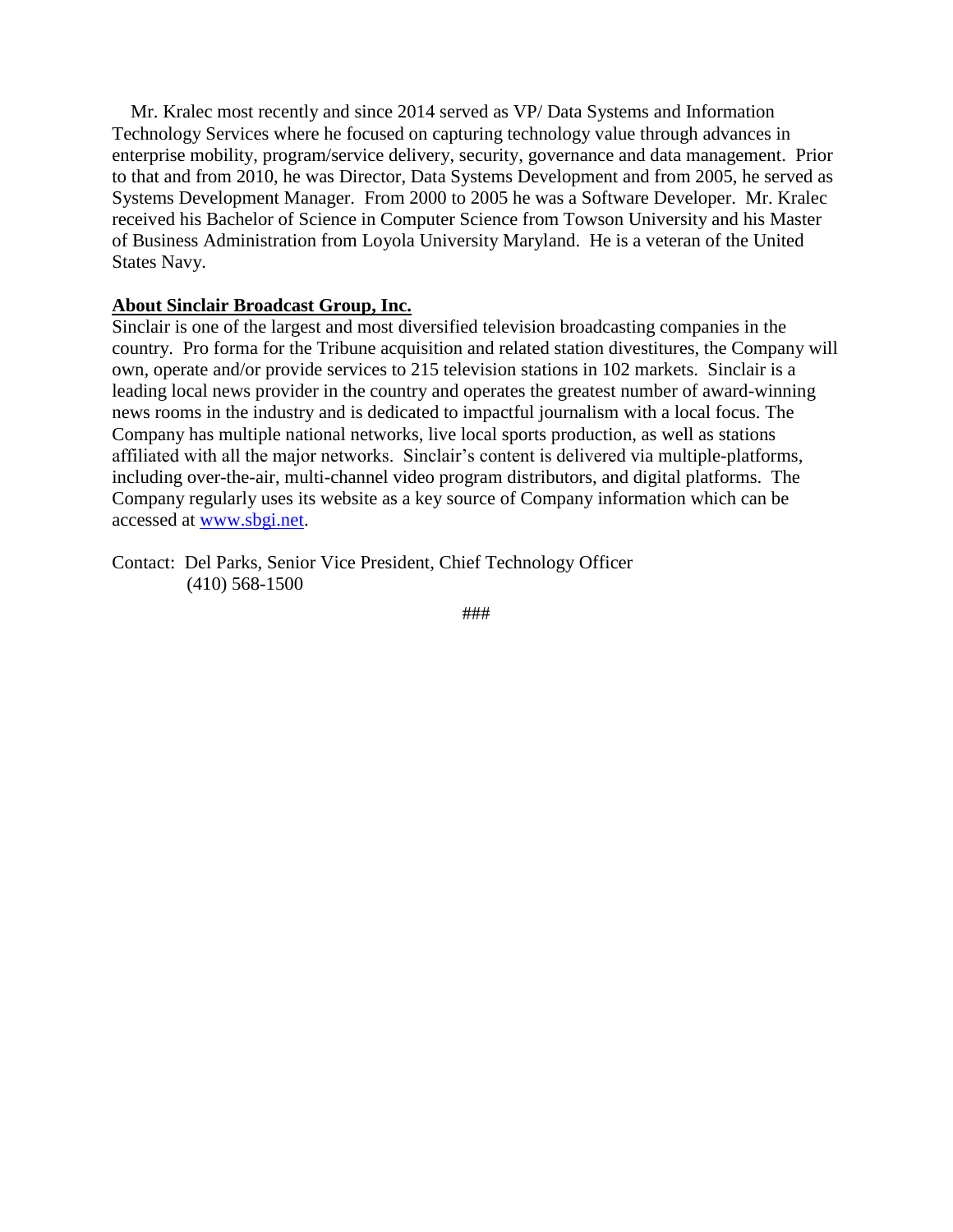Mr. Kralec most recently and since 2014 served as VP/ Data Systems and Information Technology Services where he focused on capturing technology value through advances in enterprise mobility, program/service delivery, security, governance and data management. Prior to that and from 2010, he was Director, Data Systems Development and from 2005, he served as Systems Development Manager. From 2000 to 2005 he was a Software Developer. Mr. Kralec received his Bachelor of Science in Computer Science from Towson University and his Master of Business Administration from Loyola University Maryland. He is a veteran of the United States Navy.

**About Sinclair Broadcast Group, Inc.**

Sinclair is one of the largest and most diversified television broadcasting companies in the country. Pro forma for the Tribune acquisition and related station divestitures, the Company will own, operate and/or provide services to 215 television stations in 102 markets. Sinclair is a leading local news provider in the country and operates the greatest number of award-winning news rooms in the industry and is dedicated to impactful journalism with a local focus. The Company has multiple national networks, live local sports production, as well as stations affiliated with all the major networks. Sinclair's content is delivered via multiple-platforms, including over-the-air, multi-channel video program distributors, and digital platforms. The Company regularly uses its website as a key source of Company information which can be accessed at www.sbgi.net.

Contact: Del Parks, Senior Vice President, Chief Technology Officer
(410) 568-1500

###